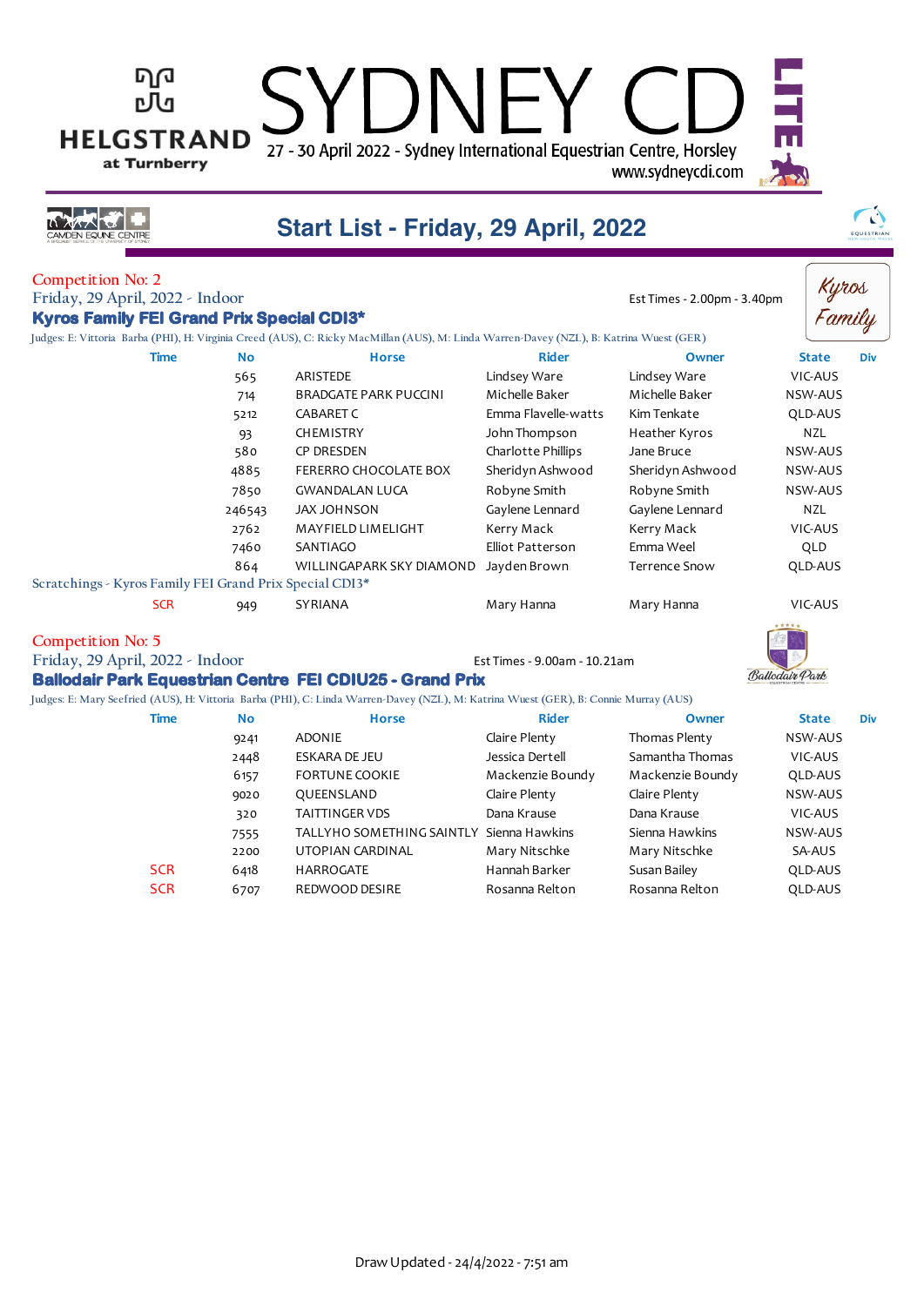# SYDNEY CDI LITE

HELGSTRAND at Turnberry

27 - 30 April 2022 - Sydney International Equestrian Centre, Horsley

www.sydneycdi.com

## Start List - Friday, 29 April, 2022

### Competition No: 2

Friday, 29 April, 2022 - Indoor

Est Times - 2.00pm - 3.40pm

**Kyros Family FEI Grand Prix Special CDI3***

Judges: E: Vittoria Barba (PHI), H: Virginia Creed (AUS), C: Ricky MacMillan (AUS), M: Linda Warren-Davey (NZL), B: Katrina Wuest (GER)

| Time | No | Horse | Rider | Owner | State | Div |
|---|---|---|---|---|---|---|
| | 565 | ARISTEDE | Lindsey Ware | Lindsey Ware | VIC-AUS | |
| | 714 | BRADGATE PARK PUCCINI | Michelle Baker | Michelle Baker | NSW-AUS | |
| | 5212 | CABARET C | Emma Flavelle-watts | Kim Tenkate | QLD-AUS | |
| | 93 | CHEMISTRY | John Thompson | Heather Kyros | NZL | |
| | 580 | CP DRESDEN | Charlotte Phillips | Jane Bruce | NSW-AUS | |
| | 4885 | FERERRO CHOCOLATE BOX | Sheridyn Ashwood | Sheridyn Ashwood | NSW-AUS | |
| | 7850 | GWANDALAN LUCA | Robyne Smith | Robyne Smith | NSW-AUS | |
| | 246543 | JAX JOHNSON | Gaylene Lennard | Gaylene Lennard | NZL | |
| | 2762 | MAYFIELD LIMELIGHT | Kerry Mack | Kerry Mack | VIC-AUS | |
| | 7460 | SANTIAGO | Elliot Patterson | Emma Weel | QLD | |
| | 864 | WILLINGAPARK SKY DIAMOND | Jayden Brown | Terrence Snow | QLD-AUS | |

Scratchings - Kyros Family FEI Grand Prix Special CDI3*

| Time | No | Horse | Rider | Owner | State | Div |
|---|---|---|---|---|---|---|
| SCR | 949 | SYRIANA | Mary Hanna | Mary Hanna | VIC-AUS | |

### Competition No: 5

Friday, 29 April, 2022 - Indoor

Est Times - 9.00am - 10.21am

**Ballodair Park Equestrian Centre FEI CDIU25 - Grand Prix**

Judges: E: Mary Seefried (AUS), H: Vittoria Barba (PHI), C: Linda Warren-Davey (NZL), M: Katrina Wuest (GER), B: Connie Murray (AUS)

| Time | No | Horse | Rider | Owner | State | Div |
|---|---|---|---|---|---|---|
| | 9241 | ADONIE | Claire Plenty | Thomas Plenty | NSW-AUS | |
| | 2448 | ESKARA DE JEU | Jessica Dertell | Samantha Thomas | VIC-AUS | |
| | 6157 | FORTUNE COOKIE | Mackenzie Boundy | Mackenzie Boundy | QLD-AUS | |
| | 9020 | QUEENSLAND | Claire Plenty | Claire Plenty | NSW-AUS | |
| | 320 | TAITTINGER VDS | Dana Krause | Dana Krause | VIC-AUS | |
| | 7555 | TALLYHO SOMETHING SAINTLY | Sienna Hawkins | Sienna Hawkins | NSW-AUS | |
| | 2200 | UTOPIAN CARDINAL | Mary Nitschke | Mary Nitschke | SA-AUS | |
| SCR | 6418 | HARROGATE | Hannah Barker | Susan Bailey | QLD-AUS | |
| SCR | 6707 | REDWOOD DESIRE | Rosanna Relton | Rosanna Relton | QLD-AUS | |

Draw Updated - 24/4/2022 - 7:51 am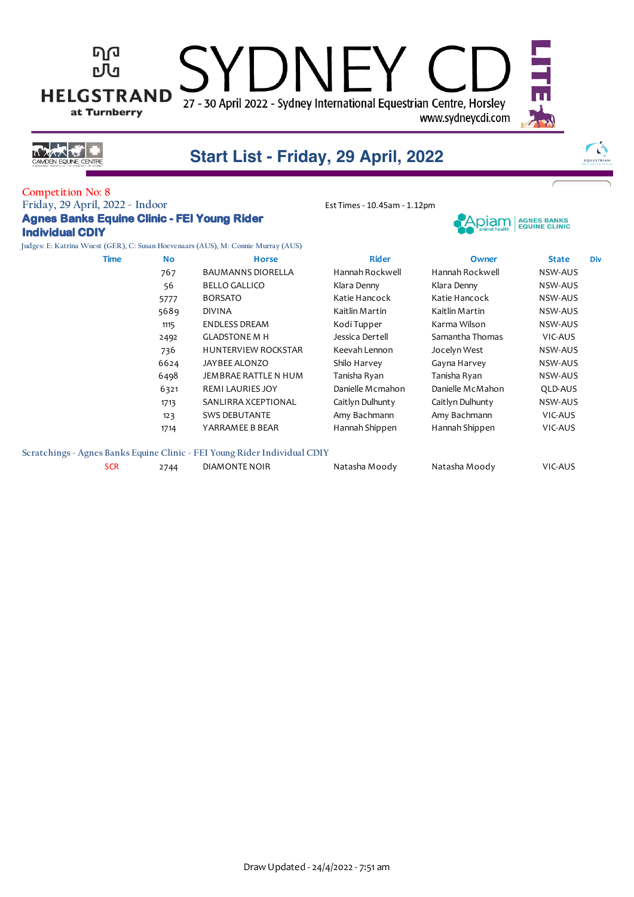# SYDNEY CDI LITE

27 - 30 April 2022 - Sydney International Equestrian Centre, Horsley
www.sydneycdi.com

## Start List - Friday, 29 April, 2022

Competition No: 8

Friday, 29 April, 2022 - Indoor

Est Times - 10.45am - 1.12pm

### Agnes Banks Equine Clinic - FEI Young Rider Individual CDIY

Judges: E: Katrina Wuest (GER), C: Susan Hoevenaars (AUS), M: Connie Murray (AUS)

| Time | No | Horse | Rider | Owner | State | Div |
|---|---|---|---|---|---|---|
| | 767 | BAUMANNS DIORELLA | Hannah Rockwell | Hannah Rockwell | NSW-AUS | |
| | 56 | BELLO GALLICO | Klara Denny | Klara Denny | NSW-AUS | |
| | 5777 | BORSATO | Katie Hancock | Katie Hancock | NSW-AUS | |
| | 5689 | DIVINA | Kaitlin Martin | Kaitlin Martin | NSW-AUS | |
| | 1115 | ENDLESS DREAM | Kodi Tupper | Karma Wilson | NSW-AUS | |
| | 2492 | GLADSTONE M H | Jessica Dertell | Samantha Thomas | VIC-AUS | |
| | 736 | HUNTERVIEW ROCKSTAR | Keevah Lennon | Jocelyn West | NSW-AUS | |
| | 6624 | JAYBEE ALONZO | Shilo Harvey | Gayna Harvey | NSW-AUS | |
| | 6498 | JEMBRAE RATTLE N HUM | Tanisha Ryan | Tanisha Ryan | NSW-AUS | |
| | 6321 | REMI LAURIES JOY | Danielle Mcmahon | Danielle McMahon | QLD-AUS | |
| | 1713 | SANLIRRA XCEPTIONAL | Caitlyn Dulhunty | Caitlyn Dulhunty | NSW-AUS | |
| | 123 | SWS DEBUTANTE | Amy Bachmann | Amy Bachmann | VIC-AUS | |
| | 1714 | YARRAMEE B BEAR | Hannah Shippen | Hannah Shippen | VIC-AUS | |

Scratchings - Agnes Banks Equine Clinic - FEI Young Rider Individual CDIY

| Time | No | Horse | Rider | Owner | State | Div |
|---|---|---|---|---|---|---|
| SCR | 2744 | DIAMONTE NOIR | Natasha Moody | Natasha Moody | VIC-AUS | |

Draw Updated - 24/4/2022 - 7:51 am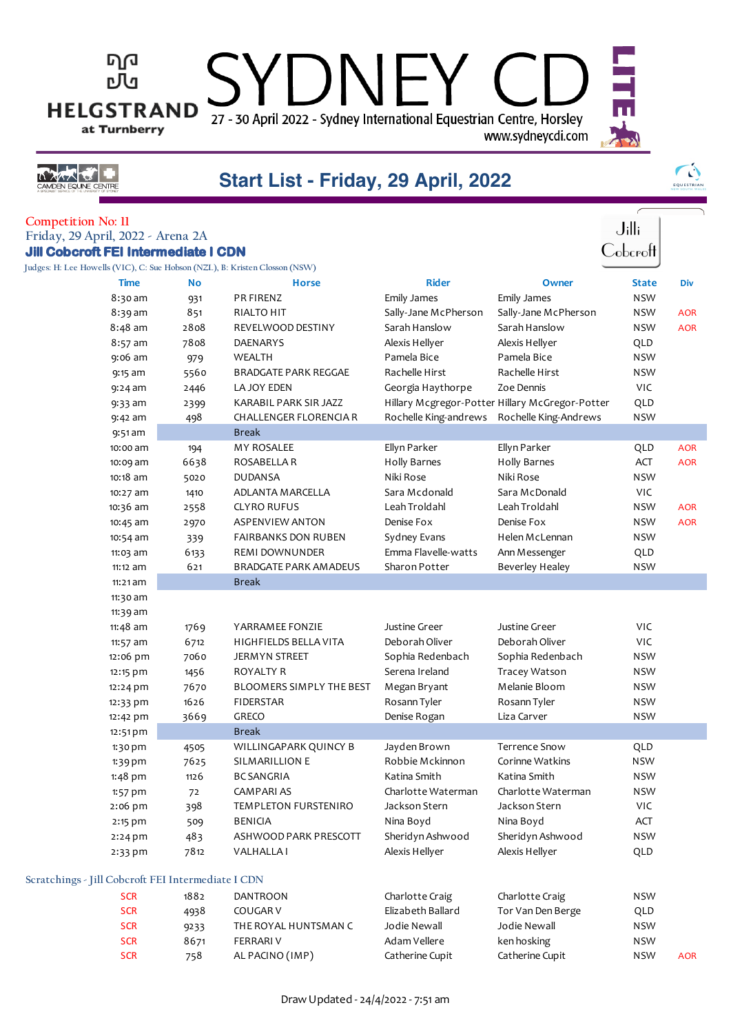# SYDNEY CDI LITE

27 - 30 April 2022 - Sydney International Equestrian Centre, Horsley

www.sydneycdi.com

HELGSTRAND at Turnberry

## Start List - Friday, 29 April, 2022

Competition No: 11

Friday, 29 April, 2022 - Arena 2A

**Jill Cobcroft FEI Intermediate I CDN**

Judges: H: Lee Howells (VIC), C: Sue Hobson (NZL), B: Kristen Closson (NSW)

| Time | No | Horse | Rider | Owner | State | Div |
|---|---|---|---|---|---|---|
| 8:30 am | 931 | PR FIRENZ | Emily James | Emily James | NSW | |
| 8:39 am | 851 | RIALTO HIT | Sally-Jane McPherson | Sally-Jane McPherson | NSW | AOR |
| 8:48 am | 2808 | REVELWOOD DESTINY | Sarah Hanslow | Sarah Hanslow | NSW | AOR |
| 8:57 am | 7808 | DAENARYS | Alexis Hellyer | Alexis Hellyer | QLD | |
| 9:06 am | 979 | WEALTH | Pamela Bice | Pamela Bice | NSW | |
| 9:15 am | 5560 | BRADGATE PARK REGGAE | Rachelle Hirst | Rachelle Hirst | NSW | |
| 9:24 am | 2446 | LA JOY EDEN | Georgia Haythorpe | Zoe Dennis | VIC | |
| 9:33 am | 2399 | KARABIL PARK SIR JAZZ | Hillary Mcgregor-Potter | Hillary McGregor-Potter | QLD | |
| 9:42 am | 498 | CHALLENGER FLORENCIA R | Rochelle King-andrews | Rochelle King-Andrews | NSW | |
| 9:51 am | | Break | | | | |
| 10:00 am | 194 | MY ROSALEE | Ellyn Parker | Ellyn Parker | QLD | AOR |
| 10:09 am | 6638 | ROSABELLA R | Holly Barnes | Holly Barnes | ACT | AOR |
| 10:18 am | 5020 | DUDANSA | Niki Rose | Niki Rose | NSW | |
| 10:27 am | 1410 | ADLANTA MARCELLA | Sara Mcdonald | Sara McDonald | VIC | |
| 10:36 am | 2558 | CLYRO RUFUS | Leah Troldahl | Leah Troldahl | NSW | AOR |
| 10:45 am | 2970 | ASPENVIEW ANTON | Denise Fox | Denise Fox | NSW | AOR |
| 10:54 am | 339 | FAIRBANKS DON RUBEN | Sydney Evans | Helen McLennan | NSW | |
| 11:03 am | 6133 | REMI DOWNUNDER | Emma Flavelle-watts | Ann Messenger | QLD | |
| 11:12 am | 621 | BRADGATE PARK AMADEUS | Sharon Potter | Beverley Healey | NSW | |
| 11:21 am | | Break | | | | |
| 11:30 am | | | | | | |
| 11:39 am | | | | | | |
| 11:48 am | 1769 | YARRAMEE FONZIE | Justine Greer | Justine Greer | VIC | |
| 11:57 am | 6712 | HIGHFIELDS BELLA VITA | Deborah Oliver | Deborah Oliver | VIC | |
| 12:06 pm | 7060 | JERMYN STREET | Sophia Redenbach | Sophia Redenbach | NSW | |
| 12:15 pm | 1456 | ROYALTY R | Serena Ireland | Tracey Watson | NSW | |
| 12:24 pm | 7670 | BLOOMERS SIMPLY THE BEST | Megan Bryant | Melanie Bloom | NSW | |
| 12:33 pm | 1626 | FIDERSTAR | Rosann Tyler | Rosann Tyler | NSW | |
| 12:42 pm | 3669 | GRECO | Denise Rogan | Liza Carver | NSW | |
| 12:51 pm | | Break | | | | |
| 1:30 pm | 4505 | WILLINGAPARK QUINCY B | Jayden Brown | Terrence Snow | QLD | |
| 1:39 pm | 7625 | SILMARILLION E | Robbie Mckinnon | Corinne Watkins | NSW | |
| 1:48 pm | 1126 | BC SANGRIA | Katina Smith | Katina Smith | NSW | |
| 1:57 pm | 72 | CAMPARI AS | Charlotte Waterman | Charlotte Waterman | NSW | |
| 2:06 pm | 398 | TEMPLETON FURSTENIRO | Jackson Stern | Jackson Stern | VIC | |
| 2:15 pm | 509 | BENICIA | Nina Boyd | Nina Boyd | ACT | |
| 2:24 pm | 483 | ASHWOOD PARK PRESCOTT | Sheridyn Ashwood | Sheridyn Ashwood | NSW | |
| 2:33 pm | 7812 | VALHALLA I | Alexis Hellyer | Alexis Hellyer | QLD | |

Scratchings - Jill Cobcroft FEI Intermediate I CDN

| | No | Horse | Rider | Owner | State | Div |
|---|---|---|---|---|---|---|
| SCR | 1882 | DANTROON | Charlotte Craig | Charlotte Craig | NSW | |
| SCR | 4938 | COUGAR V | Elizabeth Ballard | Tor Van Den Berge | QLD | |
| SCR | 9233 | THE ROYAL HUNTSMAN C | Jodie Newall | Jodie Newall | NSW | |
| SCR | 8671 | FERRARI V | Adam Vellere | ken hosking | NSW | |
| SCR | 758 | AL PACINO (IMP) | Catherine Cupit | Catherine Cupit | NSW | AOR |

Draw Updated - 24/4/2022 - 7:51 am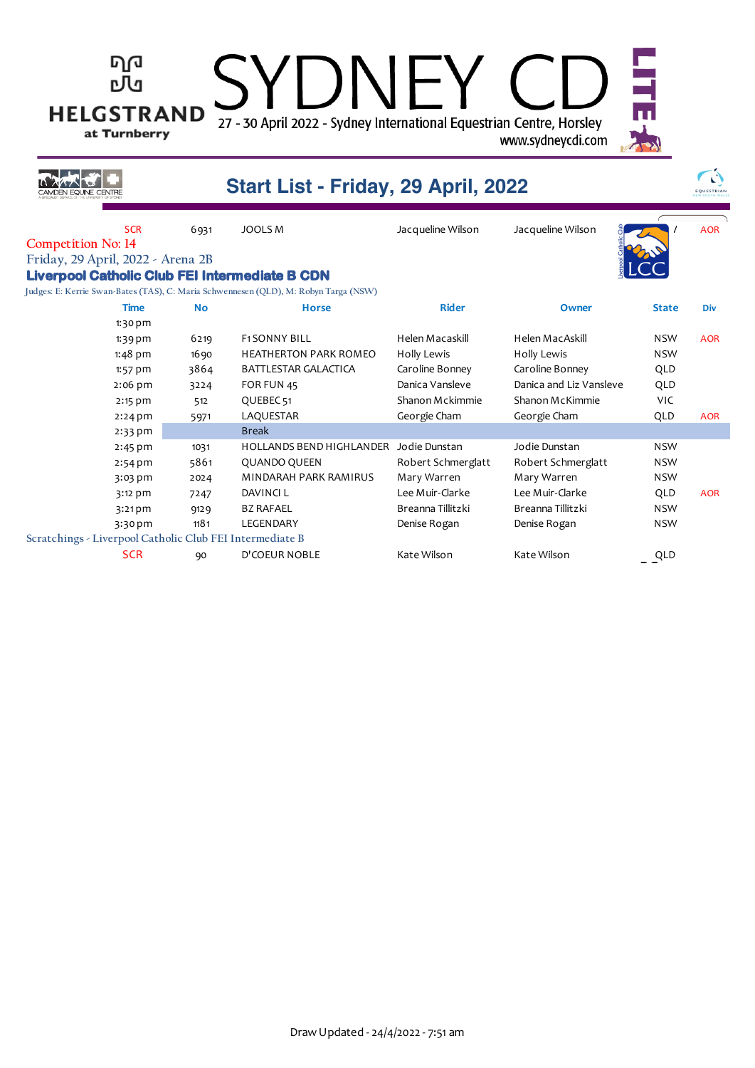# SYDNEY CDI LITE

HELGSTRAND at Turnberry

27 - 30 April 2022 - Sydney International Equestrian Centre, Horsley

www.sydneycdi.com

## Start List - Friday, 29 April, 2022

| | | | | | | |
|---|---|---|---|---|---|---|
| SCR | 6931 | JOOLS M | Jacqueline Wilson | Jacqueline Wilson | / | AOR |

Competition No: 14

Friday, 29 April, 2022 - Arena 2B

**Liverpool Catholic Club FEI Intermediate B CDN**

Judges: E: Kerrie Swan-Bates (TAS), C: Maria Schwennesen (QLD), M: Robyn Targa (NSW)

| Time | No | Horse | Rider | Owner | State | Div |
|---|---|---|---|---|---|---|
| 1:30 pm | | | | | | |
| 1:39 pm | 6219 | F1 SONNY BILL | Helen Macaskill | Helen MacAskill | NSW | AOR |
| 1:48 pm | 1690 | HEATHERTON PARK ROMEO | Holly Lewis | Holly Lewis | NSW | |
| 1:57 pm | 3864 | BATTLESTAR GALACTICA | Caroline Bonney | Caroline Bonney | QLD | |
| 2:06 pm | 3224 | FOR FUN 45 | Danica Vansleve | Danica and Liz Vansleve | QLD | |
| 2:15 pm | 512 | QUEBEC 51 | Shanon Mckimmie | Shanon McKimmie | VIC | |
| 2:24 pm | 5971 | LAQUESTAR | Georgie Cham | Georgie Cham | QLD | AOR |
| 2:33 pm | | Break | | | | |
| 2:45 pm | 1031 | HOLLANDS BEND HIGHLANDER | Jodie Dunstan | Jodie Dunstan | NSW | |
| 2:54 pm | 5861 | QUANDO QUEEN | Robert Schmerglatt | Robert Schmerglatt | NSW | |
| 3:03 pm | 2024 | MINDARAH PARK RAMIRUS | Mary Warren | Mary Warren | NSW | |
| 3:12 pm | 7247 | DAVINCI L | Lee Muir-Clarke | Lee Muir-Clarke | QLD | AOR |
| 3:21 pm | 9129 | BZ RAFAEL | Breanna Tillitzki | Breanna Tillitzki | NSW | |
| 3:30 pm | 1181 | LEGENDARY | Denise Rogan | Denise Rogan | NSW | |

Scratchings - Liverpool Catholic Club FEI Intermediate B

| | | | | | |
|---|---|---|---|---|---|
| SCR | 90 | D'COEUR NOBLE | Kate Wilson | Kate Wilson | QLD |

Draw Updated - 24/4/2022 - 7:51 am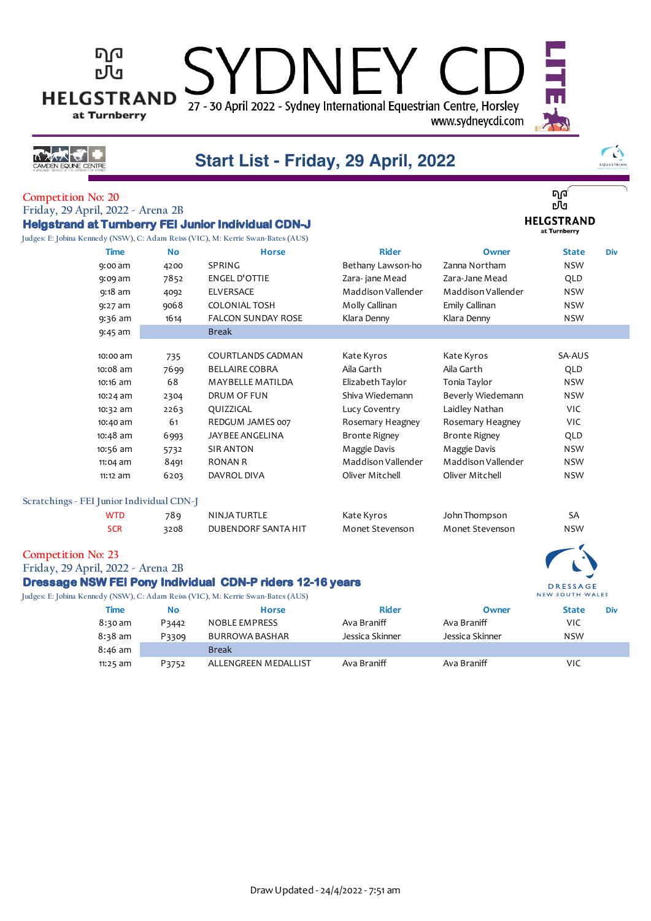HELGSTRAND at Turnberry

# SYDNEY CDI LITE

27 - 30 April 2022 - Sydney International Equestrian Centre, Horsley
www.sydneycdi.com

## Start List - Friday, 29 April, 2022

### Competition No: 20

Friday, 29 April, 2022 - Arena 2B

**Helgstrand at Turnberry FEI Junior Individual CDN-J**

Judges: E: Jobina Kennedy (NSW), C: Adam Reiss (VIC), M: Kerrie Swan-Bates (AUS)

| Time | No | Horse | Rider | Owner | State | Div |
|---|---|---|---|---|---|---|
| 9:00 am | 4200 | SPRING | Bethany Lawson-ho | Zanna Northam | NSW | |
| 9:09 am | 7852 | ENGEL D'OTTIE | Zara- jane Mead | Zara-Jane Mead | QLD | |
| 9:18 am | 4092 | ELVERSACE | Maddison Vallender | Maddison Vallender | NSW | |
| 9:27 am | 9068 | COLONIAL TOSH | Molly Callinan | Emily Callinan | NSW | |
| 9:36 am | 1614 | FALCON SUNDAY ROSE | Klara Denny | Klara Denny | NSW | |
| 9:45 am | | Break | | | | |
| 10:00 am | 735 | COURTLANDS CADMAN | Kate Kyros | Kate Kyros | SA-AUS | |
| 10:08 am | 7699 | BELLAIRE COBRA | Aila Garth | Aila Garth | QLD | |
| 10:16 am | 68 | MAYBELLE MATILDA | Elizabeth Taylor | Tonia Taylor | NSW | |
| 10:24 am | 2304 | DRUM OF FUN | Shiva Wiedemann | Beverly Wiedemann | NSW | |
| 10:32 am | 2263 | QUIZZICAL | Lucy Coventry | Laidley Nathan | VIC | |
| 10:40 am | 61 | REDGUM JAMES 007 | Rosemary Heagney | Rosemary Heagney | VIC | |
| 10:48 am | 6993 | JAYBEE ANGELINA | Bronte Rigney | Bronte Rigney | QLD | |
| 10:56 am | 5732 | SIR ANTON | Maggie Davis | Maggie Davis | NSW | |
| 11:04 am | 8491 | RONAN R | Maddison Vallender | Maddison Vallender | NSW | |
| 11:12 am | 6203 | DAVROL DIVA | Oliver Mitchell | Oliver Mitchell | NSW | |

Scratchings - FEI Junior Individual CDN-J

| | No | Horse | Rider | Owner | State |
|---|---|---|---|---|---|
| WTD | 789 | NINJA TURTLE | Kate Kyros | John Thompson | SA |
| SCR | 3208 | DUBENDORF SANTA HIT | Monet Stevenson | Monet Stevenson | NSW |

### Competition No: 23

Friday, 29 April, 2022 - Arena 2B

**Dressage NSW FEI Pony Individual CDN-P riders 12-16 years**

Judges: E: Jobina Kennedy (NSW), C: Adam Reiss (VIC), M: Kerrie Swan-Bates (AUS)

| Time | No | Horse | Rider | Owner | State | Div |
|---|---|---|---|---|---|---|
| 8:30 am | P3442 | NOBLE EMPRESS | Ava Braniff | Ava Braniff | VIC | |
| 8:38 am | P3309 | BURROWA BASHAR | Jessica Skinner | Jessica Skinner | NSW | |
| 8:46 am | | Break | | | | |
| 11:25 am | P3752 | ALLENGREEN MEDALLIST | Ava Braniff | Ava Braniff | VIC | |

Draw Updated - 24/4/2022 - 7:51 am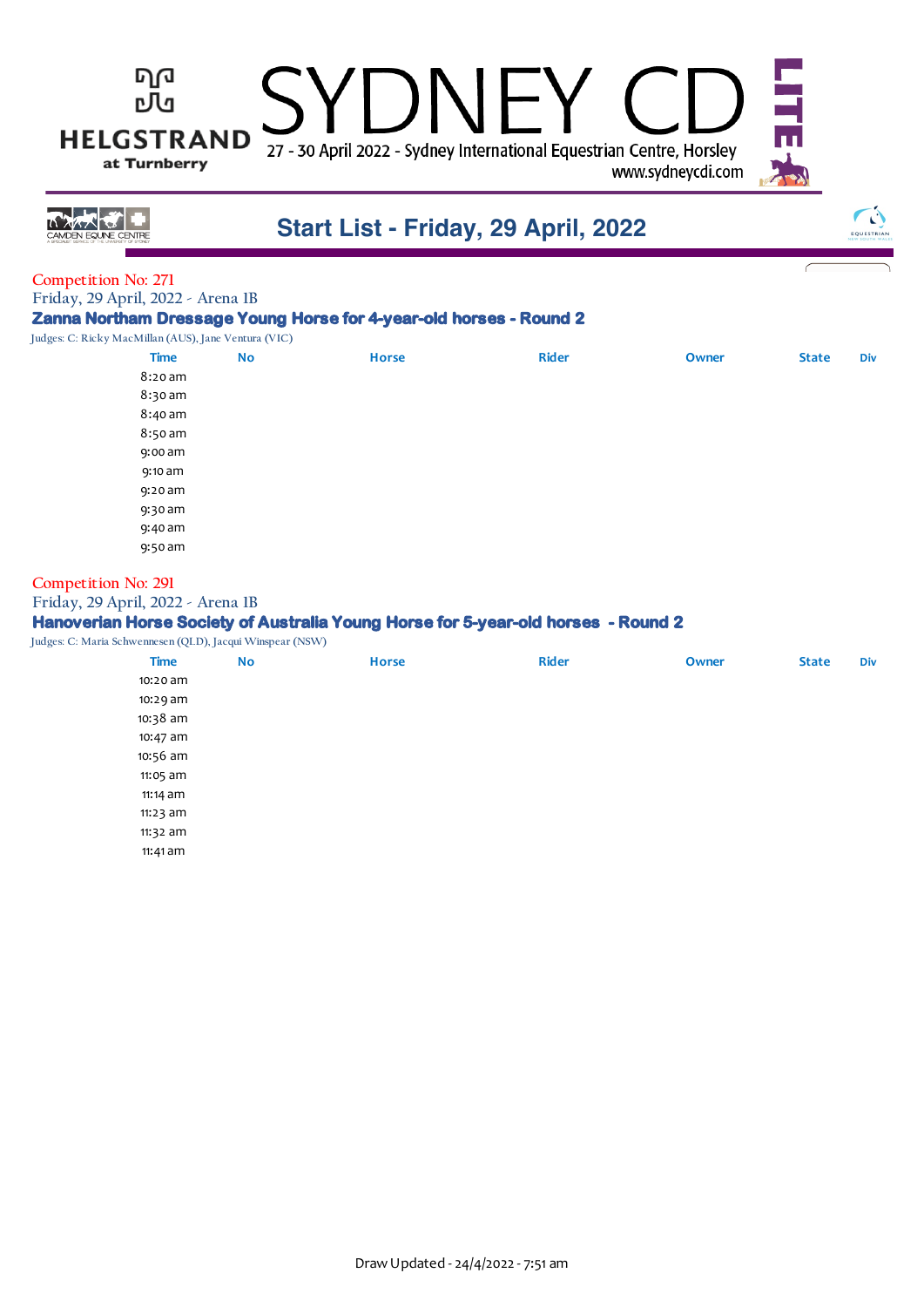# Start List - Friday, 29 April, 2022

Competition No: 271

Friday, 29 April, 2022 - Arena 1B

### Zanna Northam Dressage Young Horse for 4-year-old horses - Round 2

Judges: C: Ricky MacMillan (AUS), Jane Ventura (VIC)

| Time | No | Horse | Rider | Owner | State | Div |
|---|---|---|---|---|---|---|
| 8:20 am | | | | | | |
| 8:30 am | | | | | | |
| 8:40 am | | | | | | |
| 8:50 am | | | | | | |
| 9:00 am | | | | | | |
| 9:10 am | | | | | | |
| 9:20 am | | | | | | |
| 9:30 am | | | | | | |
| 9:40 am | | | | | | |
| 9:50 am | | | | | | |

Competition No: 291

Friday, 29 April, 2022 - Arena 1B

### Hanoverian Horse Society of Australia Young Horse for 5-year-old horses - Round 2

Judges: C: Maria Schwennesen (QLD), Jacqui Winspear (NSW)

| Time | No | Horse | Rider | Owner | State | Div |
|---|---|---|---|---|---|---|
| 10:20 am | | | | | | |
| 10:29 am | | | | | | |
| 10:38 am | | | | | | |
| 10:47 am | | | | | | |
| 10:56 am | | | | | | |
| 11:05 am | | | | | | |
| 11:14 am | | | | | | |
| 11:23 am | | | | | | |
| 11:32 am | | | | | | |
| 11:41 am | | | | | | |

Draw Updated - 24/4/2022 - 7:51 am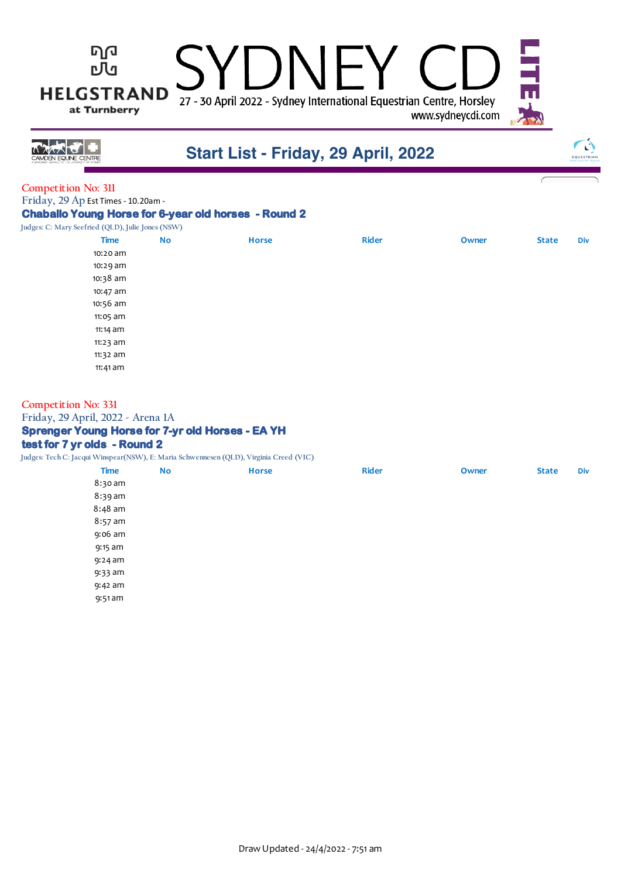# Start List - Friday, 29 April, 2022

Competition No: 311

Friday, 29 Ap Est Times - 10.20am -

### Chaballo Young Horse for 6-year old horses - Round 2

Judges: C: Mary Seefried (QLD), Julie Jones (NSW)

| Time | No | Horse | Rider | Owner | State | Div |
|---|---|---|---|---|---|---|
| 10:20 am | | | | | | |
| 10:29 am | | | | | | |
| 10:38 am | | | | | | |
| 10:47 am | | | | | | |
| 10:56 am | | | | | | |
| 11:05 am | | | | | | |
| 11:14 am | | | | | | |
| 11:23 am | | | | | | |
| 11:32 am | | | | | | |
| 11:41 am | | | | | | |

Competition No: 331

Friday, 29 April, 2022 - Arena 1A

### Sprenger Young Horse for 7-yr old Horses - EA YH test for 7 yr olds - Round 2

Judges: Tech C: Jacqui Winspear(NSW), E: Maria Schwennesen (QLD), Virginia Creed (VIC)

| Time | No | Horse | Rider | Owner | State | Div |
|---|---|---|---|---|---|---|
| 8:30 am | | | | | | |
| 8:39 am | | | | | | |
| 8:48 am | | | | | | |
| 8:57 am | | | | | | |
| 9:06 am | | | | | | |
| 9:15 am | | | | | | |
| 9:24 am | | | | | | |
| 9:33 am | | | | | | |
| 9:42 am | | | | | | |
| 9:51 am | | | | | | |

Draw Updated - 24/4/2022 - 7:51 am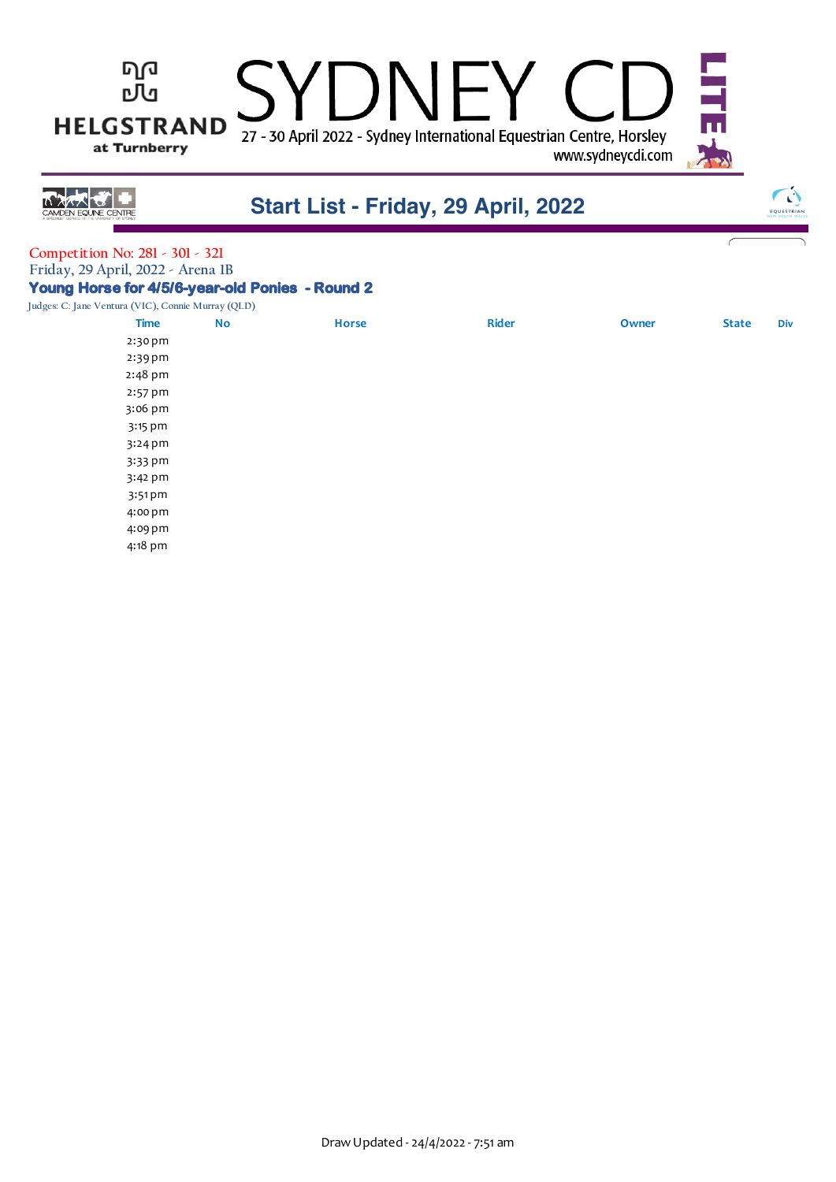# SYDNEY CDI LITE

HELGSTRAND at Turnberry

27 - 30 April 2022 - Sydney International Equestrian Centre, Horsley

www.sydneycdi.com

CAMDEN EQUINE CENTRE

## Start List - Friday, 29 April, 2022

EQUESTRIAN NEW SOUTH WALES

Competition No: 281 - 301 - 321

Friday, 29 April, 2022 - Arena 1B

### Young Horse for 4/5/6-year-old Ponies - Round 2

Judges: C: Jane Ventura (VIC), Connie Murray (QLD)

| Time | No | Horse | Rider | Owner | State | Div |
|---|---|---|---|---|---|---|
| 2:30 pm | | | | | | |
| 2:39 pm | | | | | | |
| 2:48 pm | | | | | | |
| 2:57 pm | | | | | | |
| 3:06 pm | | | | | | |
| 3:15 pm | | | | | | |
| 3:24 pm | | | | | | |
| 3:33 pm | | | | | | |
| 3:42 pm | | | | | | |
| 3:51 pm | | | | | | |
| 4:00 pm | | | | | | |
| 4:09 pm | | | | | | |
| 4:18 pm | | | | | | |

Draw Updated - 24/4/2022 - 7:51 am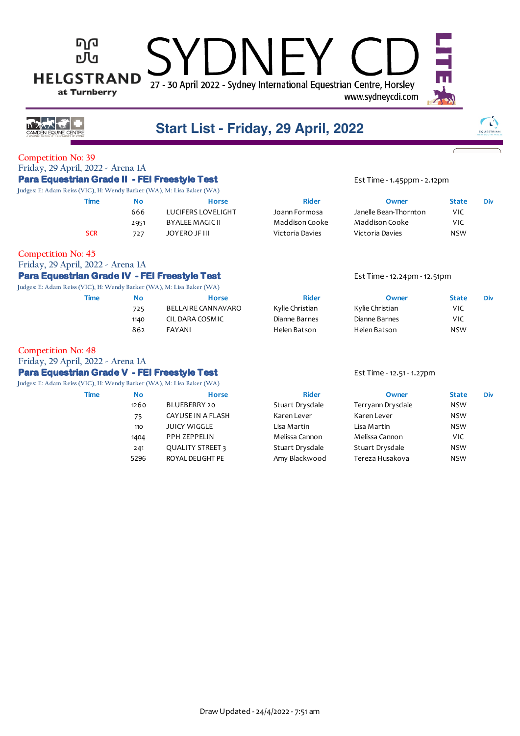SYDNEY CDI LITE

HELGSTRAND at Turnberry

27 - 30 April 2022 - Sydney International Equestrian Centre, Horsley

www.sydneycdi.com

CAMDEN EQUINE CENTRE

# Start List - Friday, 29 April, 2022

Competition No: 39

Friday, 29 April, 2022 - Arena 1A

### Para Equestrian Grade II - FEI Freestyle Test

Est Time - 1.45ppm - 2.12pm

Judges: E: Adam Reiss (VIC), H: Wendy Barker (WA), M: Lisa Baker (WA)

| Time | No | Horse | Rider | Owner | State | Div |
|---|---|---|---|---|---|---|
| | 666 | LUCIFERS LOVELIGHT | Joann Formosa | Janelle Bean-Thornton | VIC | |
| | 2951 | BYALEE MAGIC II | Maddison Cooke | Maddison Cooke | VIC | |
| SCR | 727 | JOYERO JF III | Victoria Davies | Victoria Davies | NSW | |

Competition No: 45

Friday, 29 April, 2022 - Arena 1A

### Para Equestrian Grade IV - FEI Freestyle Test

Est Time - 12.24pm - 12.51pm

Judges: E: Adam Reiss (VIC), H: Wendy Barker (WA), M: Lisa Baker (WA)

| Time | No | Horse | Rider | Owner | State | Div |
|---|---|---|---|---|---|---|
| | 725 | BELLAIRE CANNAVARO | Kylie Christian | Kylie Christian | VIC | |
| | 1140 | CIL DARA COSMIC | Dianne Barnes | Dianne Barnes | VIC | |
| | 862 | FAYANI | Helen Batson | Helen Batson | NSW | |

Competition No: 48

Friday, 29 April, 2022 - Arena 1A

### Para Equestrian Grade V - FEI Freestyle Test

Est Time - 12.51 - 1.27pm

Judges: E: Adam Reiss (VIC), H: Wendy Barker (WA), M: Lisa Baker (WA)

| Time | No | Horse | Rider | Owner | State | Div |
|---|---|---|---|---|---|---|
| | 1260 | BLUEBERRY 20 | Stuart Drysdale | Terryann Drysdale | NSW | |
| | 75 | CAYUSE IN A FLASH | Karen Lever | Karen Lever | NSW | |
| | 110 | JUICY WIGGLE | Lisa Martin | Lisa Martin | NSW | |
| | 1404 | PPH ZEPPELIN | Melissa Cannon | Melissa Cannon | VIC | |
| | 241 | QUALITY STREET 3 | Stuart Drysdale | Stuart Drysdale | NSW | |
| | 5296 | ROYAL DELIGHT PE | Amy Blackwood | Tereza Husakova | NSW | |

Draw Updated - 24/4/2022 - 7:51 am